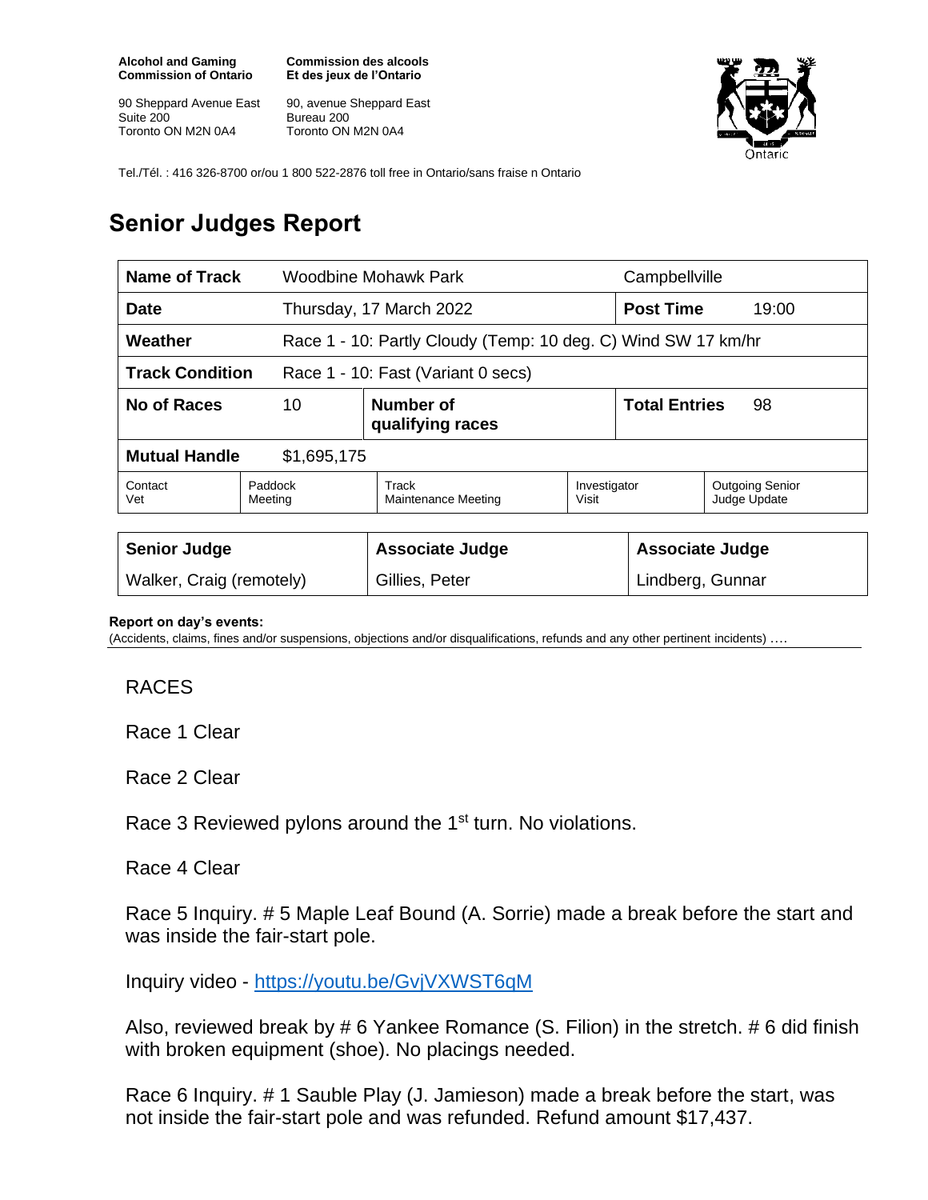**Alcohol and Gaming Commission of Ontario**

90 Sheppard Avenue East
Suite 200
Toronto ON M2N 0A4

**Commission des alcools Et des jeux de l'Ontario**

90, avenue Sheppard East
Bureau 200
Toronto ON M2N 0A4

Tel./Tél. : 416 326-8700 or/ou 1 800 522-2876 toll free in Ontario/sans fraise n Ontario

# Senior Judges Report

| **Name of Track** | Woodbine Mohawk Park | | Campbellville | |
|---|---|---|---|---|
| **Date** | Thursday, 17 March 2022 | | **Post Time** | 19:00 |
| **Weather** | Race 1 - 10: Partly Cloudy (Temp: 10 deg. C) Wind SW 17 km/hr | | | |
| **Track Condition** | Race 1 - 10: Fast (Variant 0 secs) | | | |
| **No of Races** | 10 | **Number of qualifying races** | **Total Entries** | 98 |
| **Mutual Handle** | $1,695,175 | | | |

| Contact Vet | Paddock Meeting | Track Maintenance Meeting | Investigator Visit | Outgoing Senior Judge Update |
|---|---|---|---|---|

| **Senior Judge** | **Associate Judge** | **Associate Judge** |
|---|---|---|
| Walker, Craig (remotely) | Gillies, Peter | Lindberg, Gunnar |

**Report on day's events:**
(Accidents, claims, fines and/or suspensions, objections and/or disqualifications, refunds and any other pertinent incidents) ….

RACES

Race 1 Clear

Race 2 Clear

Race 3 Reviewed pylons around the 1st turn. No violations.

Race 4 Clear

Race 5 Inquiry. # 5 Maple Leaf Bound (A. Sorrie) made a break before the start and was inside the fair-start pole.

Inquiry video - https://youtu.be/GvjVXWST6qM

Also, reviewed break by # 6 Yankee Romance (S. Filion) in the stretch. # 6 did finish with broken equipment (shoe). No placings needed.

Race 6 Inquiry. # 1 Sauble Play (J. Jamieson) made a break before the start, was not inside the fair-start pole and was refunded. Refund amount $17,437.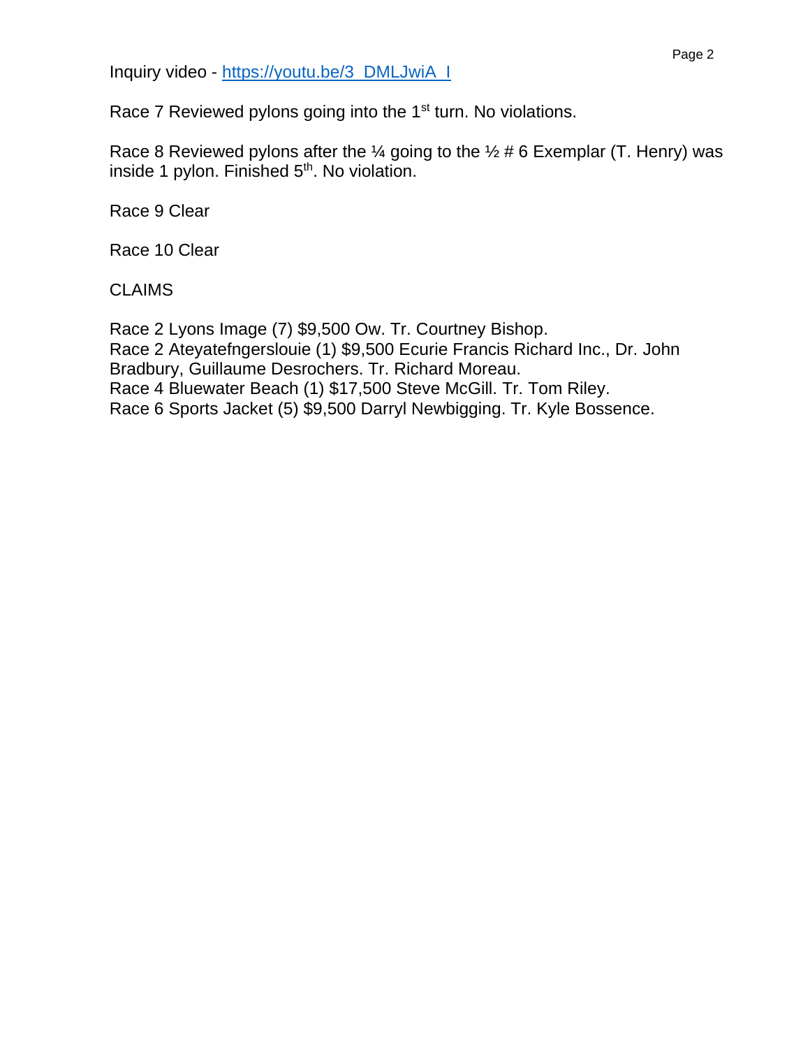Inquiry video - [https://youtu.be/3_DMLJwiA_I](https://youtu.be/3_DMLJwiA_I)

Race 7 Reviewed pylons going into the 1st turn. No violations.

Race 8 Reviewed pylons after the ¼ going to the ½ # 6 Exemplar (T. Henry) was inside 1 pylon. Finished 5th. No violation.

Race 9 Clear

Race 10 Clear

CLAIMS

Race 2 Lyons Image (7) $9,500 Ow. Tr. Courtney Bishop.
Race 2 Ateyatefngerslouie (1) $9,500 Ecurie Francis Richard Inc., Dr. John Bradbury, Guillaume Desrochers. Tr. Richard Moreau.
Race 4 Bluewater Beach (1) $17,500 Steve McGill. Tr. Tom Riley.
Race 6 Sports Jacket (5) $9,500 Darryl Newbigging. Tr. Kyle Bossence.